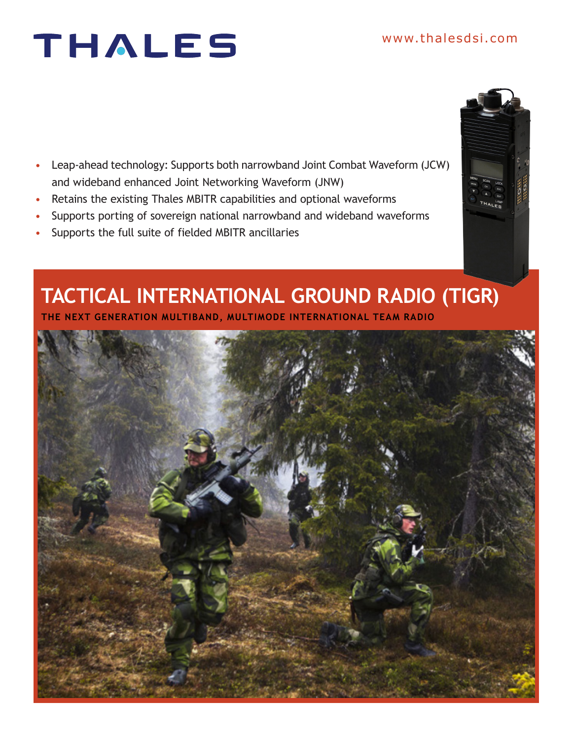THALES

www.thalesdsi.com

- Leap-ahead technology: Supports both narrowband Joint Combat Waveform (JCW) and wideband enhanced Joint Networking Waveform (JNW)
- Retains the existing Thales MBITR capabilities and optional waveforms
- Supports porting of sovereign national narrowband and wideband waveforms
- Supports the full suite of fielded MBITR ancillaries

# TACTICAL INTERNATIONAL GROUND RADIO (TIGR)

**THE NEXT GENERATION MULTIBAND, MULTIMODE INTERNATIONAL TEAM RADIO**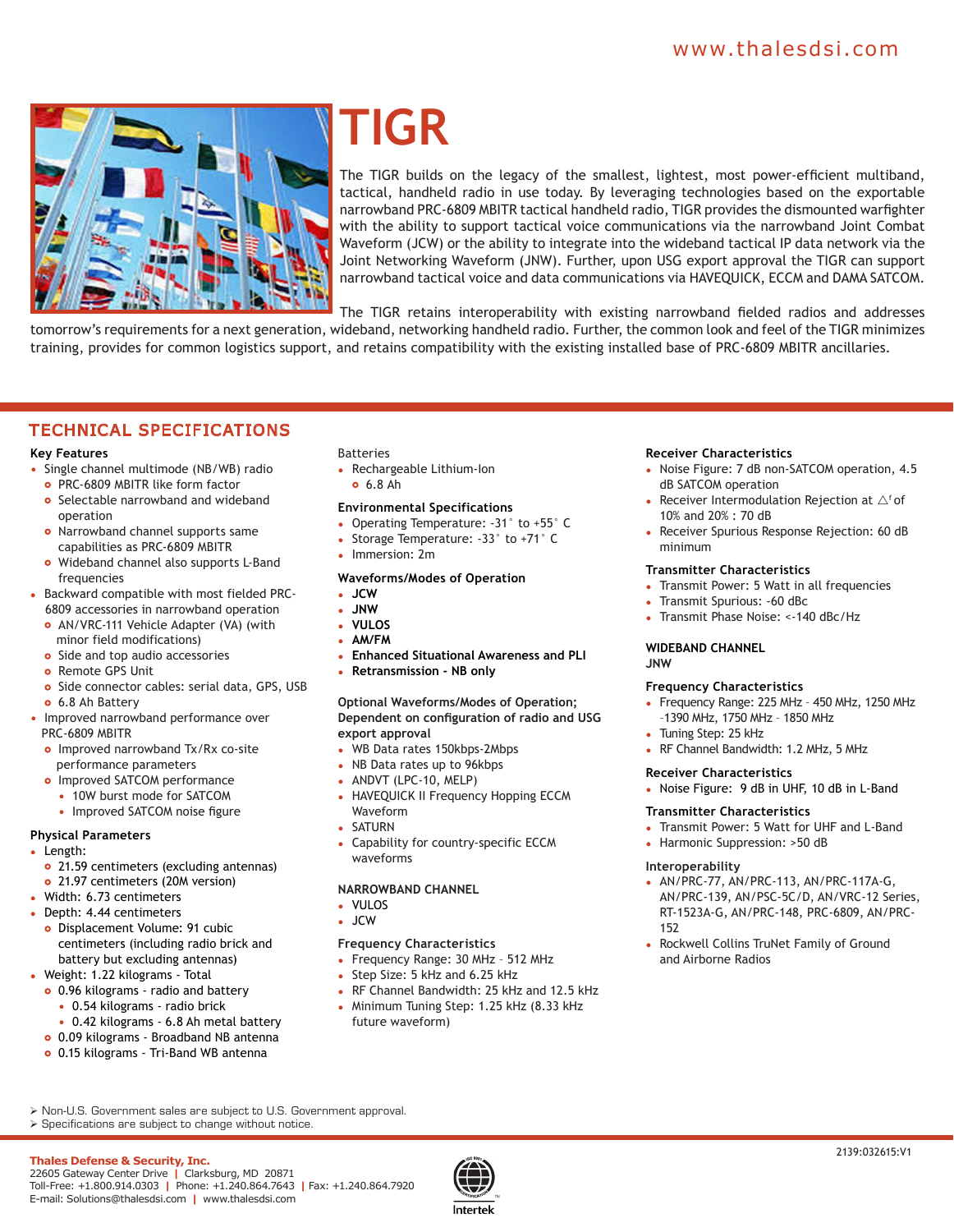# TIGR

The TIGR builds on the legacy of the smallest, lightest, most power-efficient multiband, tactical, handheld radio in use today. By leveraging technologies based on the exportable narrowband PRC-6809 MBITR tactical handheld radio, TIGR provides the dismounted warfighter with the ability to support tactical voice communications via the narrowband Joint Combat Waveform (JCW) or the ability to integrate into the wideband tactical IP data network via the Joint Networking Waveform (JNW). Further, upon USG export approval the TIGR can support narrowband tactical voice and data communications via HAVEQUICK, ECCM and DAMA SATCOM.

The TIGR retains interoperability with existing narrowband fielded radios and addresses tomorrow's requirements for a next generation, wideband, networking handheld radio. Further, the common look and feel of the TIGR minimizes training, provides for common logistics support, and retains compatibility with the existing installed base of PRC-6809 MBITR ancillaries.

## TECHNICAL SPECIFICATIONS

### Key Features

- Single channel multimode (NB/WB) radio
  - PRC-6809 MBITR like form factor
  - Selectable narrowband and wideband operation
  - Narrowband channel supports same capabilities as PRC-6809 MBITR
  - Wideband channel also supports L-Band frequencies
- Backward compatible with most fielded PRC-6809 accessories in narrowband operation
  - AN/VRC-111 Vehicle Adapter (VA) (with minor field modifications)
  - Side and top audio accessories
  - Remote GPS Unit
  - Side connector cables: serial data, GPS, USB
  - 6.8 Ah Battery
- Improved narrowband performance over PRC-6809 MBITR
  - Improved narrowband Tx/Rx co-site performance parameters
  - Improved SATCOM performance
    - 10W burst mode for SATCOM
    - Improved SATCOM noise figure

### Physical Parameters

- Length:
  - 21.59 centimeters (excluding antennas)
  - 21.97 centimeters (20M version)
- Width: 6.73 centimeters
- Depth: 4.44 centimeters
  - Displacement Volume: 91 cubic centimeters (including radio brick and battery but excluding antennas)
- Weight: 1.22 kilograms - Total
  - 0.96 kilograms - radio and battery
    - 0.54 kilograms - radio brick
    - 0.42 kilograms - 6.8 Ah metal battery
  - 0.09 kilograms - Broadband NB antenna
  - 0.15 kilograms - Tri-Band WB antenna

### Batteries

- Rechargeable Lithium-Ion
  - 6.8 Ah

### Environmental Specifications

- Operating Temperature: -31° to +55° C
- Storage Temperature: -33° to +71° C
- Immersion: 2m

### Waveforms/Modes of Operation

- **JCW**
- **JNW**
- **VULOS**
- **AM/FM**
- **Enhanced Situational Awareness and PLI**
- **Retransmission - NB only**

### Optional Waveforms/Modes of Operation; Dependent on configuration of radio and USG export approval

- WB Data rates 150kbps-2Mbps
- NB Data rates up to 96kbps
- ANDVT (LPC-10, MELP)
- HAVEQUICK II Frequency Hopping ECCM Waveform
- SATURN
- Capability for country-specific ECCM waveforms

## NARROWBAND CHANNEL

- VULOS
- JCW

### Frequency Characteristics

- Frequency Range: 30 MHz - 512 MHz
- Step Size: 5 kHz and 6.25 kHz
- RF Channel Bandwidth: 25 kHz and 12.5 kHz
- Minimum Tuning Step: 1.25 kHz (8.33 kHz future waveform)

### Receiver Characteristics

- Noise Figure: 7 dB non-SATCOM operation, 4.5 dB SATCOM operation
- Receiver Intermodulation Rejection at $\Delta f$ of 10% and 20% : 70 dB
- Receiver Spurious Response Rejection: 60 dB minimum

### Transmitter Characteristics

- Transmit Power: 5 Watt in all frequencies
- Transmit Spurious: -60 dBc
- Transmit Phase Noise: <-140 dBc/Hz

## WIDEBAND CHANNEL

**JNW**

### Frequency Characteristics

- Frequency Range: 225 MHz - 450 MHz, 1250 MHz -1390 MHz, 1750 MHz - 1850 MHz
- Tuning Step: 25 kHz
- RF Channel Bandwidth: 1.2 MHz, 5 MHz

### Receiver Characteristics

- Noise Figure: 9 dB in UHF, 10 dB in L-Band

### Transmitter Characteristics

- Transmit Power: 5 Watt for UHF and L-Band
- Harmonic Suppression: >50 dB

### Interoperability

- AN/PRC-77, AN/PRC-113, AN/PRC-117A-G, AN/PRC-139, AN/PSC-5C/D, AN/VRC-12 Series, RT-1523A-G, AN/PRC-148, PRC-6809, AN/PRC-152
- Rockwell Collins TruNet Family of Ground and Airborne Radios

➢ Non-U.S. Government sales are subject to U.S. Government approval.
➢ Specifications are subject to change without notice.

**Thales Defense & Security, Inc.**
22605 Gateway Center Drive | Clarksburg, MD 20871
Toll-Free: +1.800.914.0303 | Phone: +1.240.864.7643 | Fax: +1.240.864.7920
E-mail: Solutions@thalesdsi.com | www.thalesdsi.com

2139:032615:V1